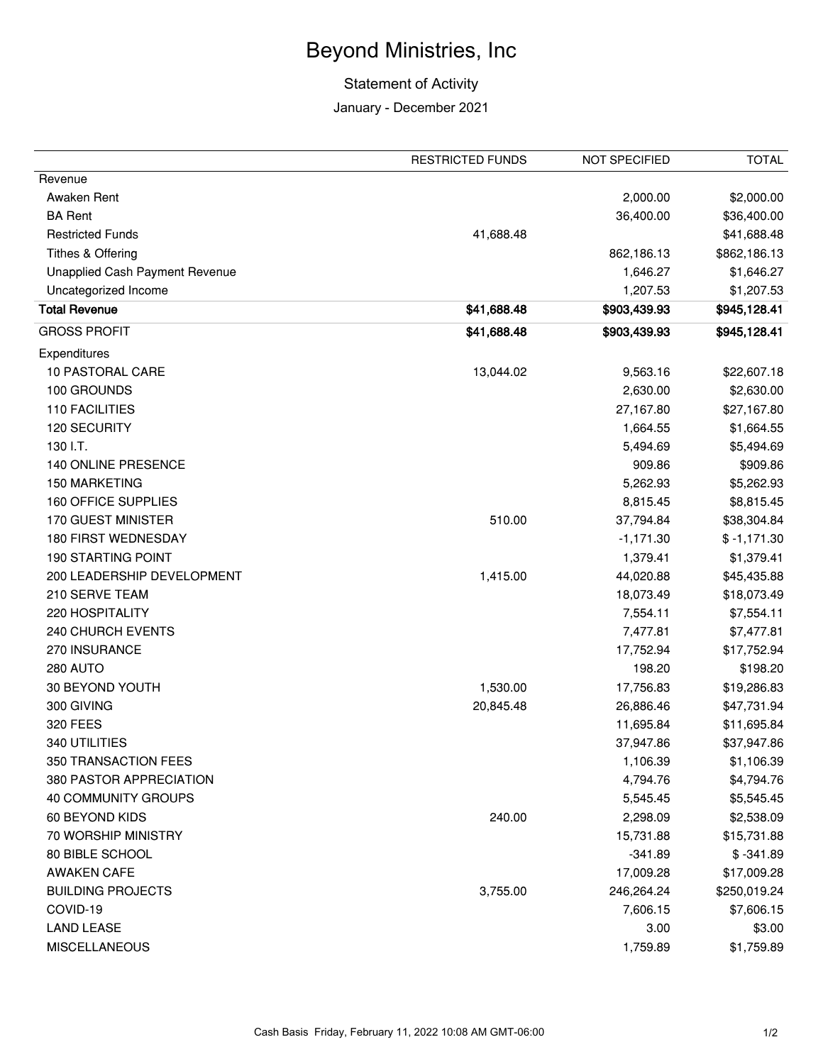# Beyond Ministries, Inc

## Statement of Activity

January - December 2021

| | RESTRICTED FUNDS | NOT SPECIFIED | TOTAL |
|---|---|---|---|
| Revenue | | | |
| Awaken Rent | | 2,000.00 | $2,000.00 |
| BA Rent | | 36,400.00 | $36,400.00 |
| Restricted Funds | 41,688.48 | | $41,688.48 |
| Tithes & Offering | | 862,186.13 | $862,186.13 |
| Unapplied Cash Payment Revenue | | 1,646.27 | $1,646.27 |
| Uncategorized Income | | 1,207.53 | $1,207.53 |
| **Total Revenue** | **$41,688.48** | **$903,439.93** | **$945,128.41** |
| GROSS PROFIT | **$41,688.48** | **$903,439.93** | **$945,128.41** |
| Expenditures | | | |
| 10 PASTORAL CARE | 13,044.02 | 9,563.16 | $22,607.18 |
| 100 GROUNDS | | 2,630.00 | $2,630.00 |
| 110 FACILITIES | | 27,167.80 | $27,167.80 |
| 120 SECURITY | | 1,664.55 | $1,664.55 |
| 130 I.T. | | 5,494.69 | $5,494.69 |
| 140 ONLINE PRESENCE | | 909.86 | $909.86 |
| 150 MARKETING | | 5,262.93 | $5,262.93 |
| 160 OFFICE SUPPLIES | | 8,815.45 | $8,815.45 |
| 170 GUEST MINISTER | 510.00 | 37,794.84 | $38,304.84 |
| 180 FIRST WEDNESDAY | | -1,171.30 | $ -1,171.30 |
| 190 STARTING POINT | | 1,379.41 | $1,379.41 |
| 200 LEADERSHIP DEVELOPMENT | 1,415.00 | 44,020.88 | $45,435.88 |
| 210 SERVE TEAM | | 18,073.49 | $18,073.49 |
| 220 HOSPITALITY | | 7,554.11 | $7,554.11 |
| 240 CHURCH EVENTS | | 7,477.81 | $7,477.81 |
| 270 INSURANCE | | 17,752.94 | $17,752.94 |
| 280 AUTO | | 198.20 | $198.20 |
| 30 BEYOND YOUTH | 1,530.00 | 17,756.83 | $19,286.83 |
| 300 GIVING | 20,845.48 | 26,886.46 | $47,731.94 |
| 320 FEES | | 11,695.84 | $11,695.84 |
| 340 UTILITIES | | 37,947.86 | $37,947.86 |
| 350 TRANSACTION FEES | | 1,106.39 | $1,106.39 |
| 380 PASTOR APPRECIATION | | 4,794.76 | $4,794.76 |
| 40 COMMUNITY GROUPS | | 5,545.45 | $5,545.45 |
| 60 BEYOND KIDS | 240.00 | 2,298.09 | $2,538.09 |
| 70 WORSHIP MINISTRY | | 15,731.88 | $15,731.88 |
| 80 BIBLE SCHOOL | | -341.89 | $ -341.89 |
| AWAKEN CAFE | | 17,009.28 | $17,009.28 |
| BUILDING PROJECTS | 3,755.00 | 246,264.24 | $250,019.24 |
| COVID-19 | | 7,606.15 | $7,606.15 |
| LAND LEASE | | 3.00 | $3.00 |
| MISCELLANEOUS | | 1,759.89 | $1,759.89 |

Cash Basis Friday, February 11, 2022 10:08 AM GMT-06:00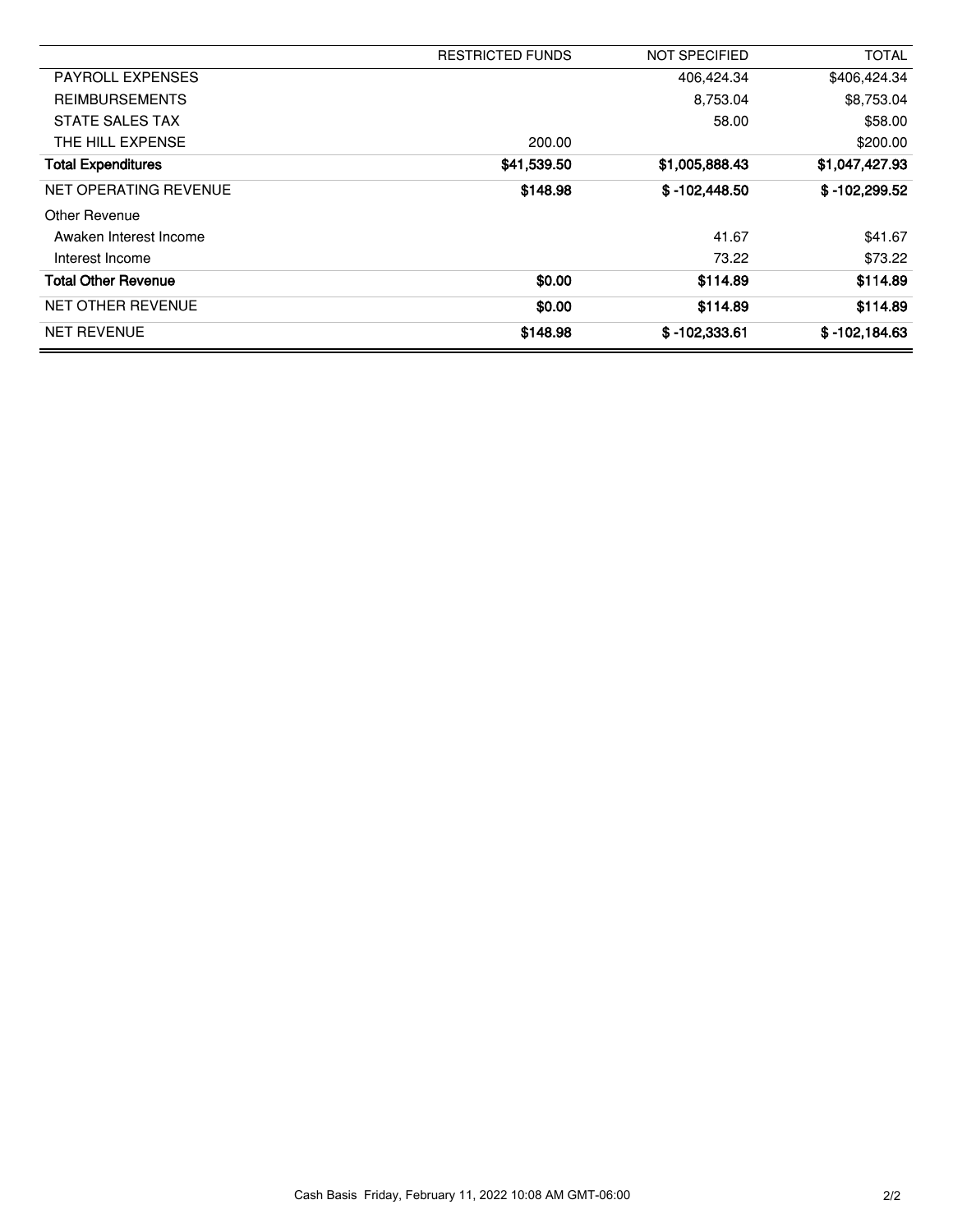| | RESTRICTED FUNDS | NOT SPECIFIED | TOTAL |
|---|---|---|---|
| PAYROLL EXPENSES | | 406,424.34 | $406,424.34 |
| REIMBURSEMENTS | | 8,753.04 | $8,753.04 |
| STATE SALES TAX | | 58.00 | $58.00 |
| THE HILL EXPENSE | 200.00 | | $200.00 |
| **Total Expenditures** | **$41,539.50** | **$1,005,888.43** | **$1,047,427.93** |
| NET OPERATING REVENUE | **$148.98** | **$ -102,448.50** | **$ -102,299.52** |
| Other Revenue | | | |
| Awaken Interest Income | | 41.67 | $41.67 |
| Interest Income | | 73.22 | $73.22 |
| **Total Other Revenue** | **$0.00** | **$114.89** | **$114.89** |
| NET OTHER REVENUE | **$0.00** | **$114.89** | **$114.89** |
| NET REVENUE | **$148.98** | **$ -102,333.61** | **$ -102,184.63** |

Cash Basis Friday, February 11, 2022 10:08 AM GMT-06:00